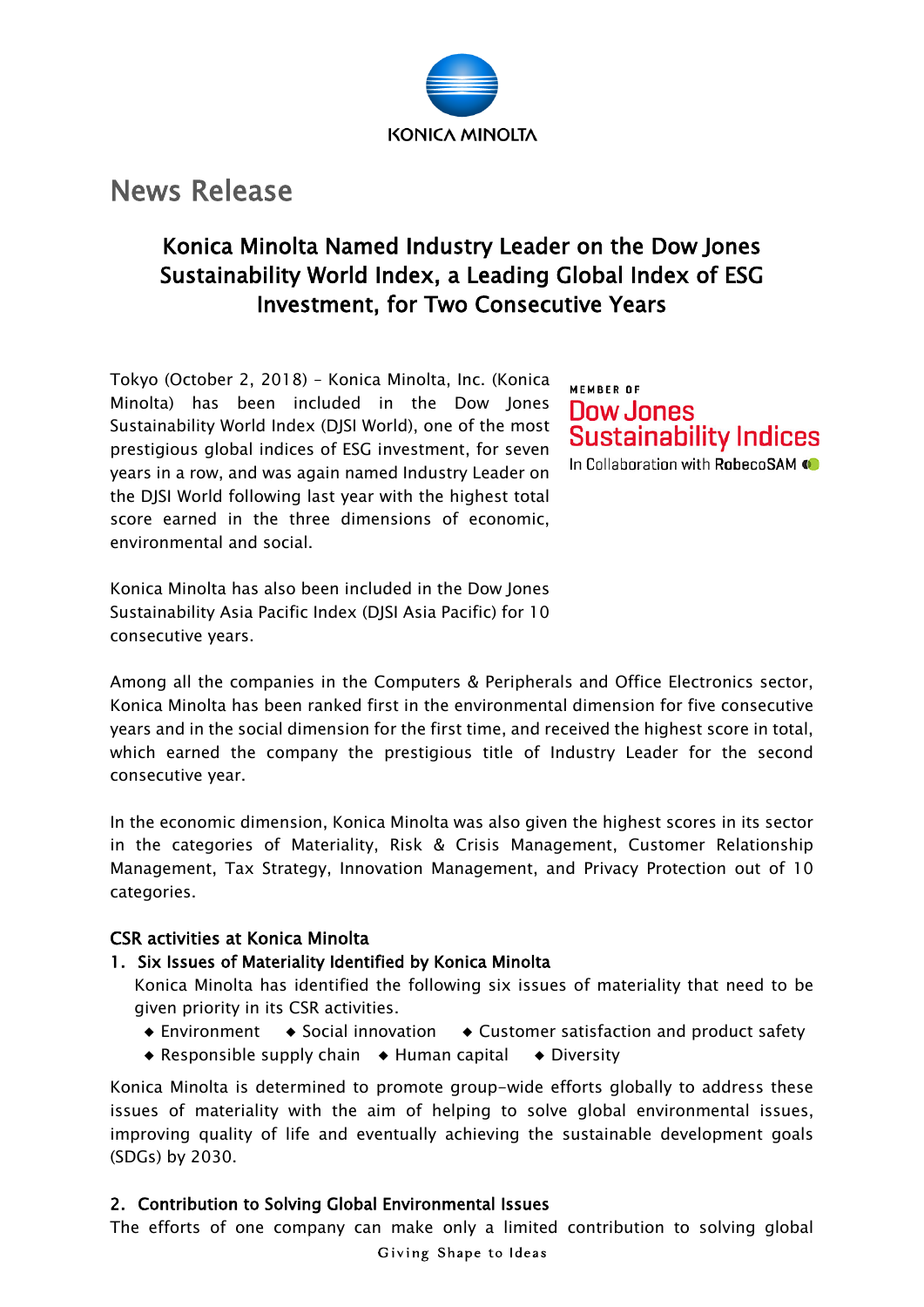KONICA MINOLTA

# News Release

## Konica Minolta Named Industry Leader on the Dow Jones Sustainability World Index, a Leading Global Index of ESG Investment, for Two Consecutive Years

MEMBER OF
Dow Jones
Sustainability Indices
In Collaboration with RobecoSAM

Tokyo (October 2, 2018) – Konica Minolta, Inc. (Konica Minolta) has been included in the Dow Jones Sustainability World Index (DJSI World), one of the most prestigious global indices of ESG investment, for seven years in a row, and was again named Industry Leader on the DJSI World following last year with the highest total score earned in the three dimensions of economic, environmental and social.

Konica Minolta has also been included in the Dow Jones Sustainability Asia Pacific Index (DJSI Asia Pacific) for 10 consecutive years.

Among all the companies in the Computers & Peripherals and Office Electronics sector, Konica Minolta has been ranked first in the environmental dimension for five consecutive years and in the social dimension for the first time, and received the highest score in total, which earned the company the prestigious title of Industry Leader for the second consecutive year.

In the economic dimension, Konica Minolta was also given the highest scores in its sector in the categories of Materiality, Risk & Crisis Management, Customer Relationship Management, Tax Strategy, Innovation Management, and Privacy Protection out of 10 categories.

### CSR activities at Konica Minolta

#### 1. Six Issues of Materiality Identified by Konica Minolta

Konica Minolta has identified the following six issues of materiality that need to be given priority in its CSR activities.

- Environment
- Social innovation
- Customer satisfaction and product safety
- Responsible supply chain
- Human capital
- Diversity

Konica Minolta is determined to promote group-wide efforts globally to address these issues of materiality with the aim of helping to solve global environmental issues, improving quality of life and eventually achieving the sustainable development goals (SDGs) by 2030.

#### 2. Contribution to Solving Global Environmental Issues

The efforts of one company can make only a limited contribution to solving global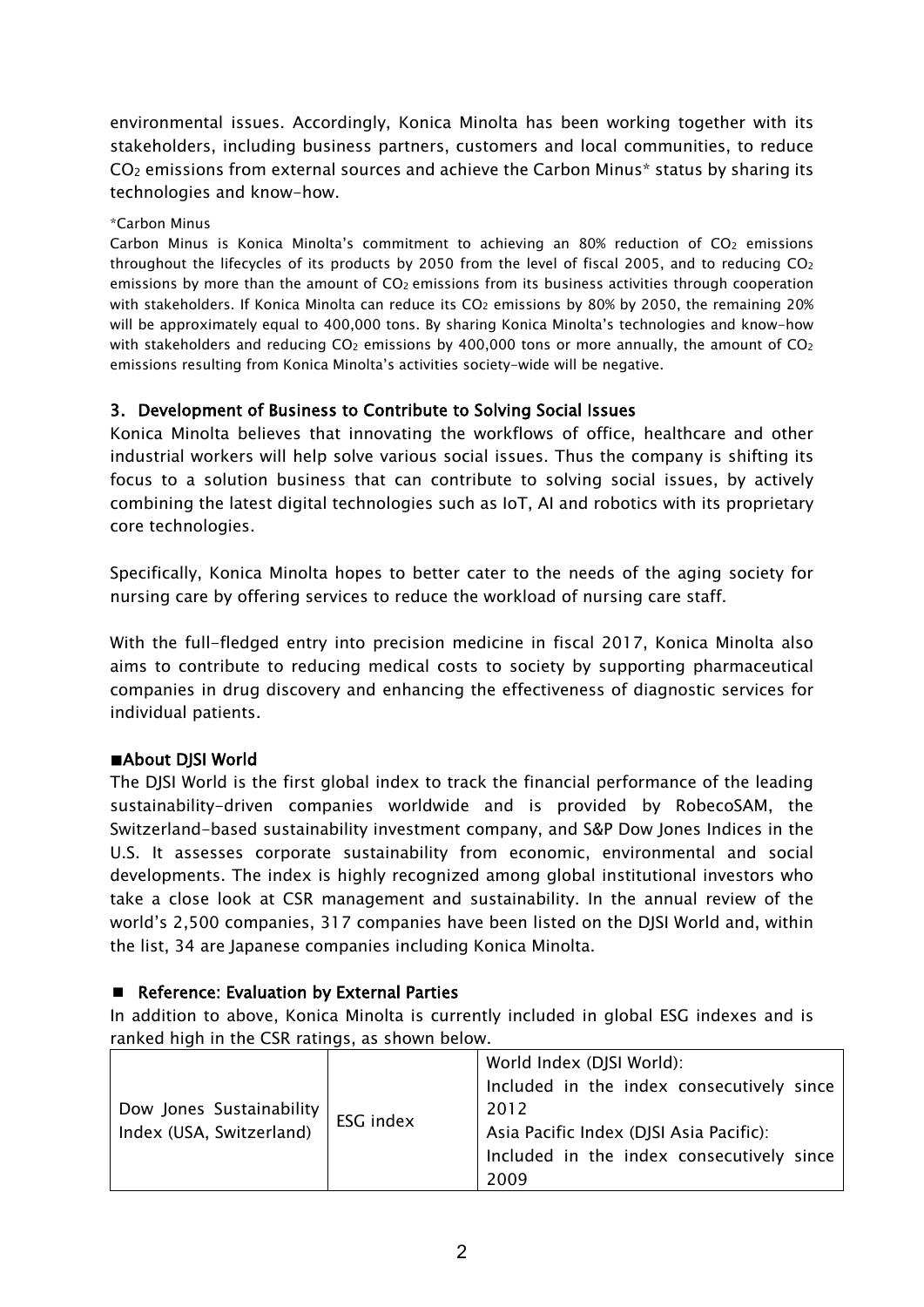environmental issues. Accordingly, Konica Minolta has been working together with its stakeholders, including business partners, customers and local communities, to reduce $CO_2$ emissions from external sources and achieve the Carbon Minus* status by sharing its technologies and know-how.

*Carbon Minus

Carbon Minus is Konica Minolta's commitment to achieving an 80% reduction of $CO_2$ emissions throughout the lifecycles of its products by 2050 from the level of fiscal 2005, and to reducing $CO_2$ emissions by more than the amount of $CO_2$ emissions from its business activities through cooperation with stakeholders. If Konica Minolta can reduce its $CO_2$ emissions by 80% by 2050, the remaining 20% will be approximately equal to 400,000 tons. By sharing Konica Minolta's technologies and know-how with stakeholders and reducing $CO_2$ emissions by 400,000 tons or more annually, the amount of $CO_2$ emissions resulting from Konica Minolta's activities society-wide will be negative.

## 3. Development of Business to Contribute to Solving Social Issues

Konica Minolta believes that innovating the workflows of office, healthcare and other industrial workers will help solve various social issues. Thus the company is shifting its focus to a solution business that can contribute to solving social issues, by actively combining the latest digital technologies such as IoT, AI and robotics with its proprietary core technologies.

Specifically, Konica Minolta hopes to better cater to the needs of the aging society for nursing care by offering services to reduce the workload of nursing care staff.

With the full-fledged entry into precision medicine in fiscal 2017, Konica Minolta also aims to contribute to reducing medical costs to society by supporting pharmaceutical companies in drug discovery and enhancing the effectiveness of diagnostic services for individual patients.

## ■About DJSI World

The DJSI World is the first global index to track the financial performance of the leading sustainability-driven companies worldwide and is provided by RobecoSAM, the Switzerland-based sustainability investment company, and S&P Dow Jones Indices in the U.S. It assesses corporate sustainability from economic, environmental and social developments. The index is highly recognized among global institutional investors who take a close look at CSR management and sustainability. In the annual review of the world's 2,500 companies, 317 companies have been listed on the DJSI World and, within the list, 34 are Japanese companies including Konica Minolta.

## ■ Reference: Evaluation by External Parties

In addition to above, Konica Minolta is currently included in global ESG indexes and is ranked high in the CSR ratings, as shown below.

| | | |
|---|---|---|
| Dow Jones Sustainability Index (USA, Switzerland) | ESG index | World Index (DJSI World): Included in the index consecutively since 2012<br>Asia Pacific Index (DJSI Asia Pacific): Included in the index consecutively since 2009 |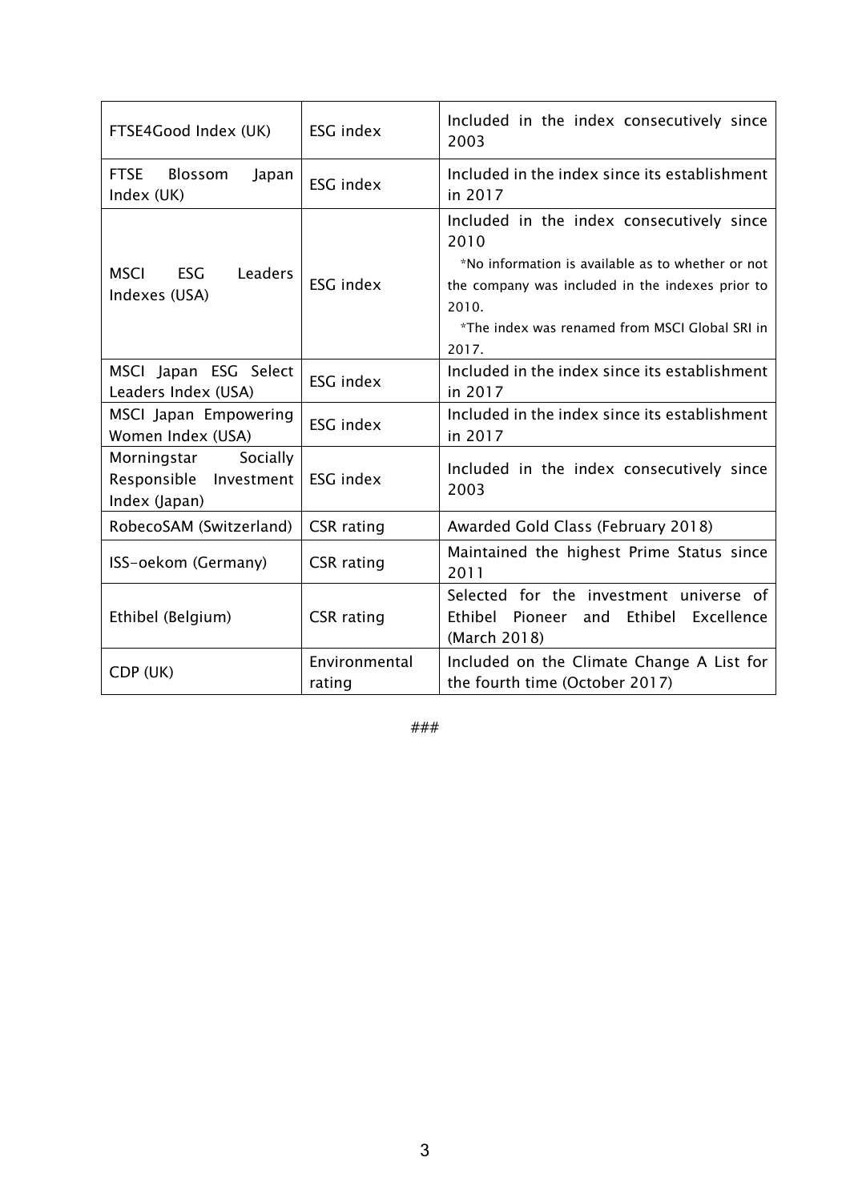| | | |
|---|---|---|
| FTSE4Good Index (UK) | ESG index | Included in the index consecutively since 2003 |
| FTSE Blossom Japan Index (UK) | ESG index | Included in the index since its establishment in 2017 |
| MSCI ESG Leaders Indexes (USA) | ESG index | Included in the index consecutively since 2010<br>*No information is available as to whether or not the company was included in the indexes prior to 2010.<br>*The index was renamed from MSCI Global SRI in 2017. |
| MSCI Japan ESG Select Leaders Index (USA) | ESG index | Included in the index since its establishment in 2017 |
| MSCI Japan Empowering Women Index (USA) | ESG index | Included in the index since its establishment in 2017 |
| Morningstar Socially Responsible Investment Index (Japan) | ESG index | Included in the index consecutively since 2003 |
| RobecoSAM (Switzerland) | CSR rating | Awarded Gold Class (February 2018) |
| ISS-oekom (Germany) | CSR rating | Maintained the highest Prime Status since 2011 |
| Ethibel (Belgium) | CSR rating | Selected for the investment universe of Ethibel Pioneer and Ethibel Excellence (March 2018) |
| CDP (UK) | Environmental rating | Included on the Climate Change A List for the fourth time (October 2017) |

###